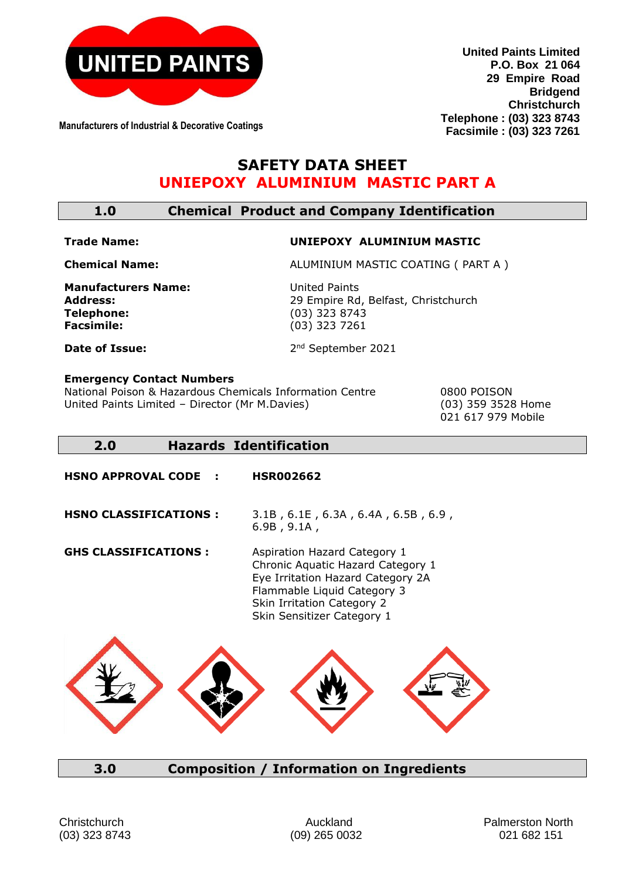UNITED PAINTS

Manufacturers of Industrial & Decorative Coatings

**United Paints Limited**
**P.O. Box 21 064**
**29 Empire Road**
**Bridgend**
**Christchurch**
**Telephone : (03) 323 8743**
**Facsimile : (03) 323 7261**

# SAFETY DATA SHEET
# UNIEPOXY ALUMINIUM MASTIC PART A

## 1.0 Chemical Product and Company Identification

**Trade Name:** **UNIEPOXY ALUMINIUM MASTIC**

**Chemical Name:** ALUMINIUM MASTIC COATING ( PART A )

**Manufacturers Name:** United Paints
**Address:** 29 Empire Rd, Belfast, Christchurch
**Telephone:** (03) 323 8743
**Facsimile:** (03) 323 7261

**Date of Issue:** 2nd September 2021

**Emergency Contact Numbers**

| | |
|---|---|
| National Poison & Hazardous Chemicals Information Centre | 0800 POISON |
| United Paints Limited – Director (Mr M.Davies) | (03) 359 3528 Home |
| | 021 617 979 Mobile |

## 2.0 Hazards Identification

**HSNO APPROVAL CODE :** **HSR002662**

**HSNO CLASSIFICATIONS :** 3.1B , 6.1E , 6.3A , 6.4A , 6.5B , 6.9 , 6.9B , 9.1A ,

**GHS CLASSIFICATIONS :**
Aspiration Hazard Category 1
Chronic Aquatic Hazard Category 1
Eye Irritation Hazard Category 2A
Flammable Liquid Category 3
Skin Irritation Category 2
Skin Sensitizer Category 1

## 3.0 Composition / Information on Ingredients

Christchurch (03) 323 8743 | Auckland (09) 265 0032 | Palmerston North 021 682 151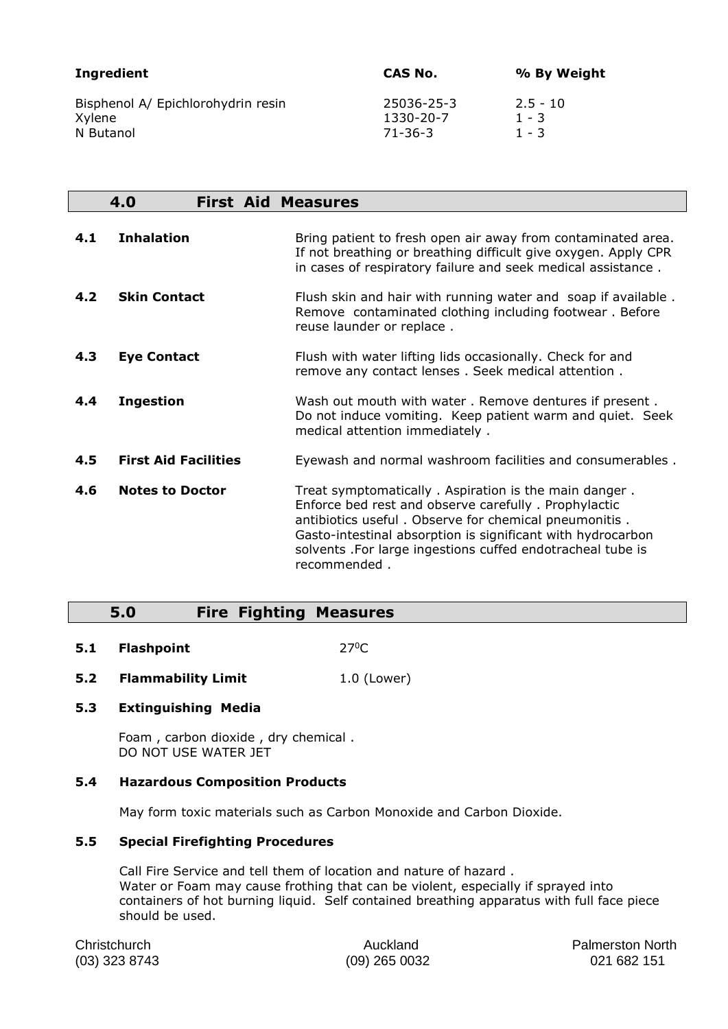| Ingredient | CAS No. | % By Weight |
| --- | --- | --- |
| Bisphenol A/ Epichlorohydrin resin | 25036-25-3 | 2.5 - 10 |
| Xylene | 1330-20-7 | 1 - 3 |
| N Butanol | 71-36-3 | 1 - 3 |

## 4.0 First Aid Measures

**4.1 Inhalation**

Bring patient to fresh open air away from contaminated area. If not breathing or breathing difficult give oxygen. Apply CPR in cases of respiratory failure and seek medical assistance .

**4.2 Skin Contact**

Flush skin and hair with running water and soap if available . Remove contaminated clothing including footwear . Before reuse launder or replace .

**4.3 Eye Contact**

Flush with water lifting lids occasionally. Check for and remove any contact lenses . Seek medical attention .

**4.4 Ingestion**

Wash out mouth with water . Remove dentures if present . Do not induce vomiting. Keep patient warm and quiet. Seek medical attention immediately .

**4.5 First Aid Facilities**

Eyewash and normal washroom facilities and consumerables .

**4.6 Notes to Doctor**

Treat symptomatically . Aspiration is the main danger . Enforce bed rest and observe carefully . Prophylactic antibiotics useful . Observe for chemical pneumonitis . Gasto-intestinal absorption is significant with hydrocarbon solvents .For large ingestions cuffed endotracheal tube is recommended .

## 5.0 Fire Fighting Measures

**5.1 Flashpoint** 27$^{0}$C

**5.2 Flammability Limit** 1.0 (Lower)

**5.3 Extinguishing Media**

Foam , carbon dioxide , dry chemical .
DO NOT USE WATER JET

**5.4 Hazardous Composition Products**

May form toxic materials such as Carbon Monoxide and Carbon Dioxide.

**5.5 Special Firefighting Procedures**

Call Fire Service and tell them of location and nature of hazard .
Water or Foam may cause frothing that can be violent, especially if sprayed into containers of hot burning liquid. Self contained breathing apparatus with full face piece should be used.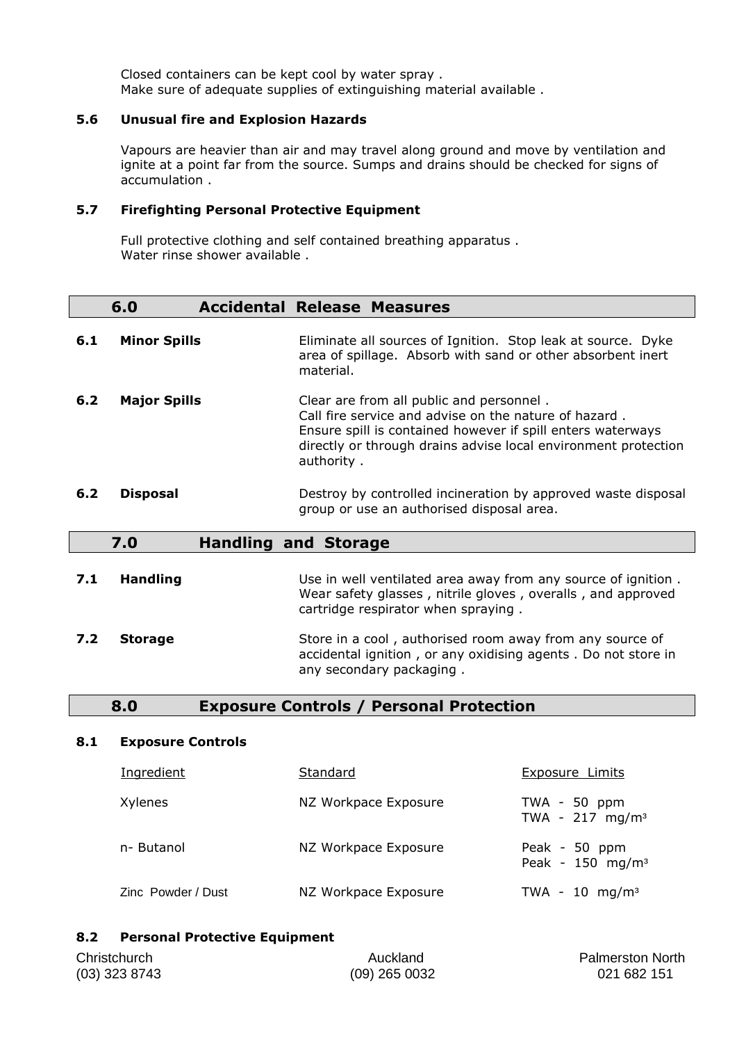Closed containers can be kept cool by water spray .
Make sure of adequate supplies of extinguishing material available .

### 5.6 Unusual fire and Explosion Hazards

Vapours are heavier than air and may travel along ground and move by ventilation and ignite at a point far from the source. Sumps and drains should be checked for signs of accumulation .

### 5.7 Firefighting Personal Protective Equipment

Full protective clothing and self contained breathing apparatus .
Water rinse shower available .

## 6.0 Accidental Release Measures

**6.1 Minor Spills** — Eliminate all sources of Ignition. Stop leak at source. Dyke area of spillage. Absorb with sand or other absorbent inert material.

**6.2 Major Spills** — Clear are from all public and personnel .
Call fire service and advise on the nature of hazard .
Ensure spill is contained however if spill enters waterways directly or through drains advise local environment protection authority .

**6.2 Disposal** — Destroy by controlled incineration by approved waste disposal group or use an authorised disposal area.

## 7.0 Handling and Storage

**7.1 Handling** — Use in well ventilated area away from any source of ignition . Wear safety glasses , nitrile gloves , overalls , and approved cartridge respirator when spraying .

**7.2 Storage** — Store in a cool , authorised room away from any source of accidental ignition , or any oxidising agents . Do not store in any secondary packaging .

## 8.0 Exposure Controls / Personal Protection

### 8.1 Exposure Controls

| Ingredient | Standard | Exposure Limits |
|---|---|---|
| Xylenes | NZ Workpace Exposure | TWA - 50 ppm<br>TWA - 217 $mg/m^3$ |
| n- Butanol | NZ Workpace Exposure | Peak - 50 ppm<br>Peak - 150 $mg/m^3$ |
| Zinc Powder / Dust | NZ Workpace Exposure | TWA - 10 $mg/m^3$ |

### 8.2 Personal Protective Equipment

Christchurch (03) 323 8743 | Auckland (09) 265 0032 | Palmerston North 021 682 151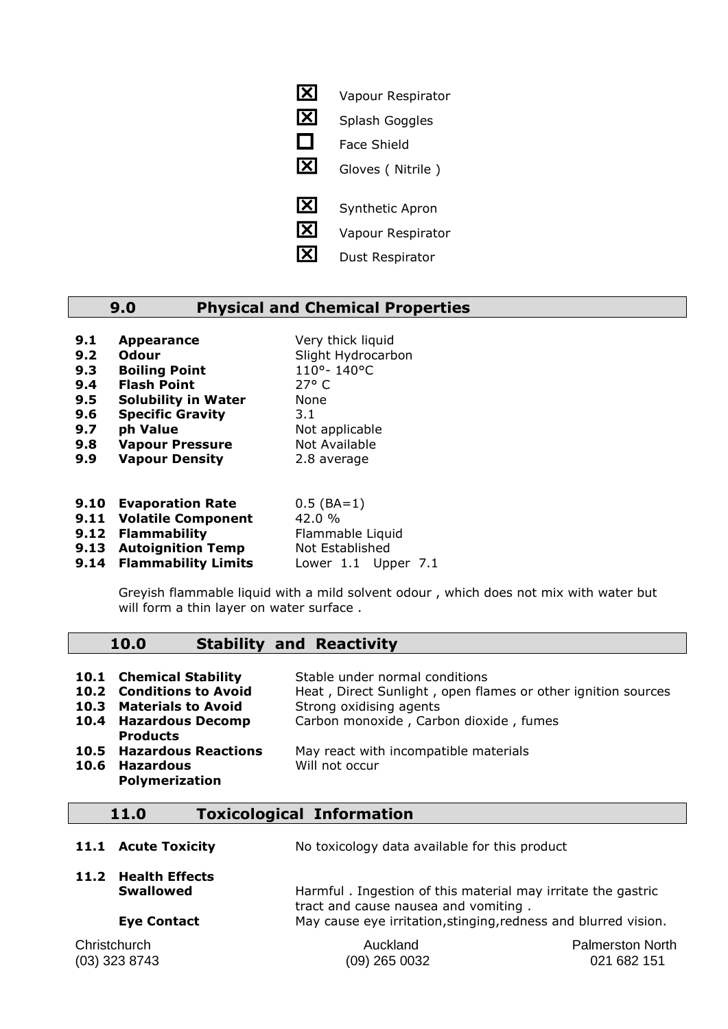- ☒ Vapour Respirator
- ☒ Splash Goggles
- ☐ Face Shield
- ☒ Gloves ( Nitrile )

- ☒ Synthetic Apron
- ☒ Vapour Respirator
- ☒ Dust Respirator

## 9.0 Physical and Chemical Properties

| | | |
|---|---|---|
| **9.1** | **Appearance** | Very thick liquid |
| **9.2** | **Odour** | Slight Hydrocarbon |
| **9.3** | **Boiling Point** | 110°- 140°C |
| **9.4** | **Flash Point** | 27° C |
| **9.5** | **Solubility in Water** | None |
| **9.6** | **Specific Gravity** | 3.1 |
| **9.7** | **ph Value** | Not applicable |
| **9.8** | **Vapour Pressure** | Not Available |
| **9.9** | **Vapour Density** | 2.8 average |
| **9.10** | **Evaporation Rate** | 0.5 (BA=1) |
| **9.11** | **Volatile Component** | 42.0 % |
| **9.12** | **Flammability** | Flammable Liquid |
| **9.13** | **Autoignition Temp** | Not Established |
| **9.14** | **Flammability Limits** | Lower 1.1 Upper 7.1 |

Greyish flammable liquid with a mild solvent odour , which does not mix with water but will form a thin layer on water surface .

## 10.0 Stability and Reactivity

| | | |
|---|---|---|
| **10.1** | **Chemical Stability** | Stable under normal conditions |
| **10.2** | **Conditions to Avoid** | Heat , Direct Sunlight , open flames or other ignition sources |
| **10.3** | **Materials to Avoid** | Strong oxidising agents |
| **10.4** | **Hazardous Decomp Products** | Carbon monoxide , Carbon dioxide , fumes |
| **10.5** | **Hazardous Reactions** | May react with incompatible materials |
| **10.6** | **Hazardous Polymerization** | Will not occur |

## 11.0 Toxicological Information

| | | |
|---|---|---|
| **11.1** | **Acute Toxicity** | No toxicology data available for this product |
| **11.2** | **Health Effects** | |
| | **Swallowed** | Harmful . Ingestion of this material may irritate the gastric tract and cause nausea and vomiting . |
| | **Eye Contact** | May cause eye irritation,stinging,redness and blurred vision. |

Christchurch (03) 323 8743 | Auckland (09) 265 0032 | Palmerston North 021 682 151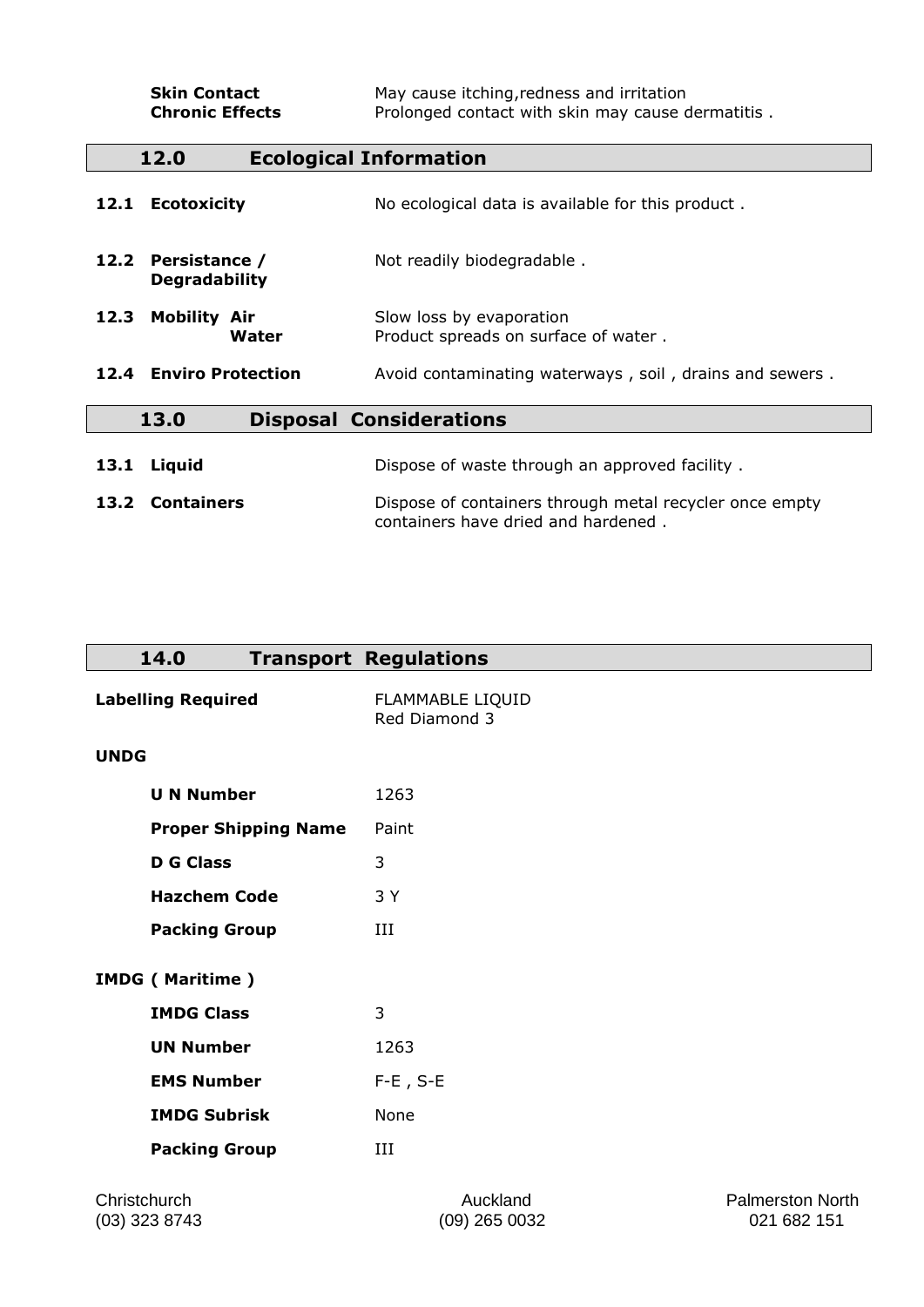| | |
|---|---|
| **Skin Contact** | May cause itching,redness and irritation |
| **Chronic Effects** | Prolonged contact with skin may cause dermatitis . |

## 12.0 Ecological Information

| | |
|---|---|
| **12.1 Ecotoxicity** | No ecological data is available for this product . |
| **12.2 Persistance / Degradability** | Not readily biodegradable . |
| **12.3 Mobility Air** | Slow loss by evaporation |
| **Water** | Product spreads on surface of water . |
| **12.4 Enviro Protection** | Avoid contaminating waterways , soil , drains and sewers . |

## 13.0 Disposal Considerations

| | |
|---|---|
| **13.1 Liquid** | Dispose of waste through an approved facility . |
| **13.2 Containers** | Dispose of containers through metal recycler once empty containers have dried and hardened . |

## 14.0 Transport Regulations

**Labelling Required** FLAMMABLE LIQUID
Red Diamond 3

**UNDG**

| | |
|---|---|
| **U N Number** | 1263 |
| **Proper Shipping Name** | Paint |
| **D G Class** | 3 |
| **Hazchem Code** | 3 Y |
| **Packing Group** | III |

**IMDG ( Maritime )**

| | |
|---|---|
| **IMDG Class** | 3 |
| **UN Number** | 1263 |
| **EMS Number** | F-E , S-E |
| **IMDG Subrisk** | None |
| **Packing Group** | III |

| Christchurch | Auckland | Palmerston North |
|---|---|---|
| (03) 323 8743 | (09) 265 0032 | 021 682 151 |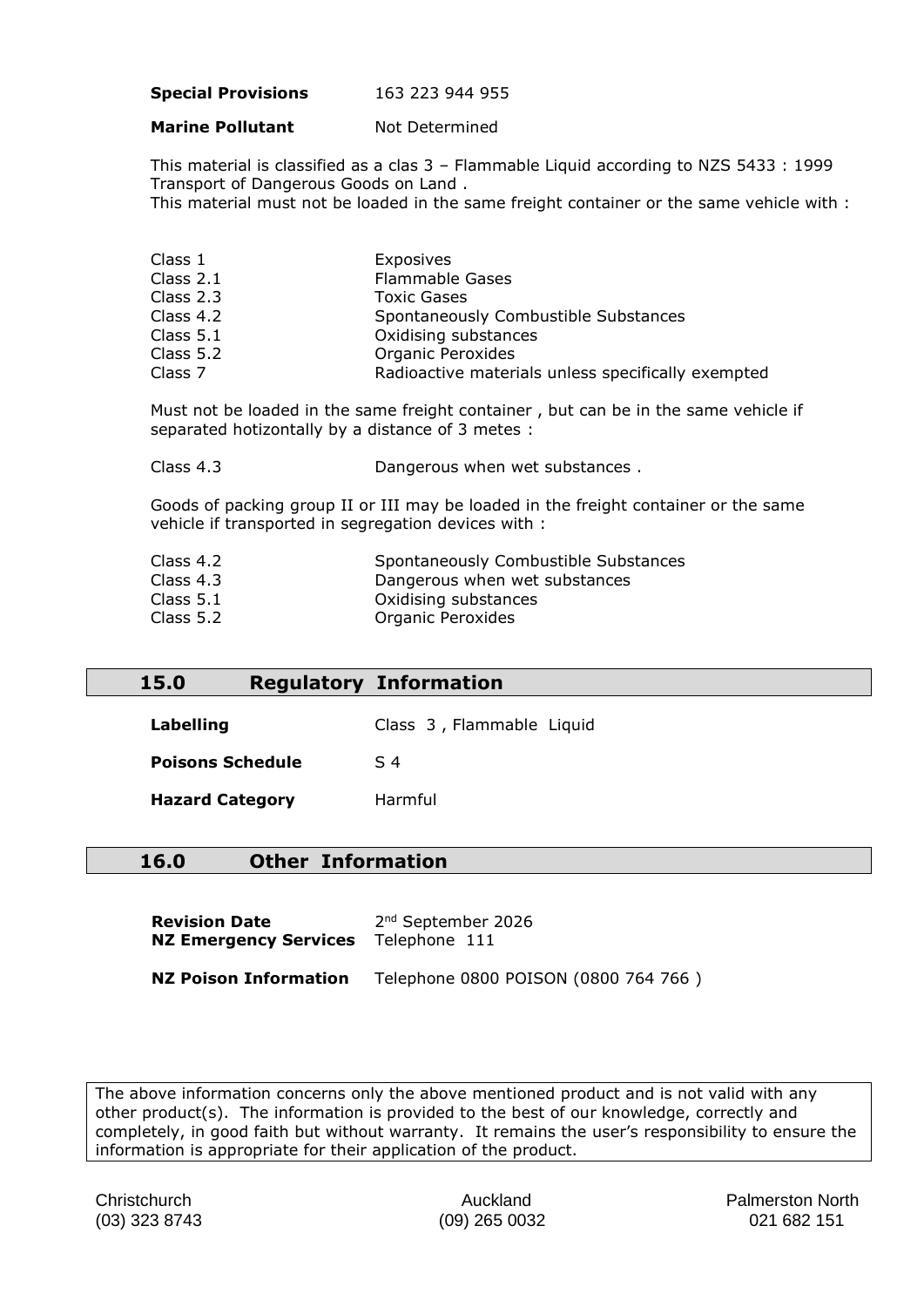| | |
|---|---|
| **Special Provisions** | 163 223 944 955 |
| **Marine Pollutant** | Not Determined |

This material is classified as a clas 3 – Flammable Liquid according to NZS 5433 : 1999 Transport of Dangerous Goods on Land .
This material must not be loaded in the same freight container or the same vehicle with :

| | |
|---|---|
| Class 1 | Exposives |
| Class 2.1 | Flammable Gases |
| Class 2.3 | Toxic Gases |
| Class 4.2 | Spontaneously Combustible Substances |
| Class 5.1 | Oxidising substances |
| Class 5.2 | Organic Peroxides |
| Class 7 | Radioactive materials unless specifically exempted |

Must not be loaded in the same freight container , but can be in the same vehicle if separated hotizontally by a distance of 3 metes :

| | |
|---|---|
| Class 4.3 | Dangerous when wet substances . |

Goods of packing group II or III may be loaded in the freight container or the same vehicle if transported in segregation devices with :

| | |
|---|---|
| Class 4.2 | Spontaneously Combustible Substances |
| Class 4.3 | Dangerous when wet substances |
| Class 5.1 | Oxidising substances |
| Class 5.2 | Organic Peroxides |

## 15.0 Regulatory Information

| | |
|---|---|
| **Labelling** | Class 3 , Flammable Liquid |
| **Poisons Schedule** | S 4 |
| **Hazard Category** | Harmful |

## 16.0 Other Information

| | |
|---|---|
| **Revision Date** | 2nd September 2026 |
| **NZ Emergency Services** | Telephone 111 |
| **NZ Poison Information** | Telephone 0800 POISON (0800 764 766 ) |

The above information concerns only the above mentioned product and is not valid with any other product(s). The information is provided to the best of our knowledge, correctly and completely, in good faith but without warranty. It remains the user's responsibility to ensure the information is appropriate for their application of the product.

| Christchurch | Auckland | Palmerston North |
|---|---|---|
| (03) 323 8743 | (09) 265 0032 | 021 682 151 |